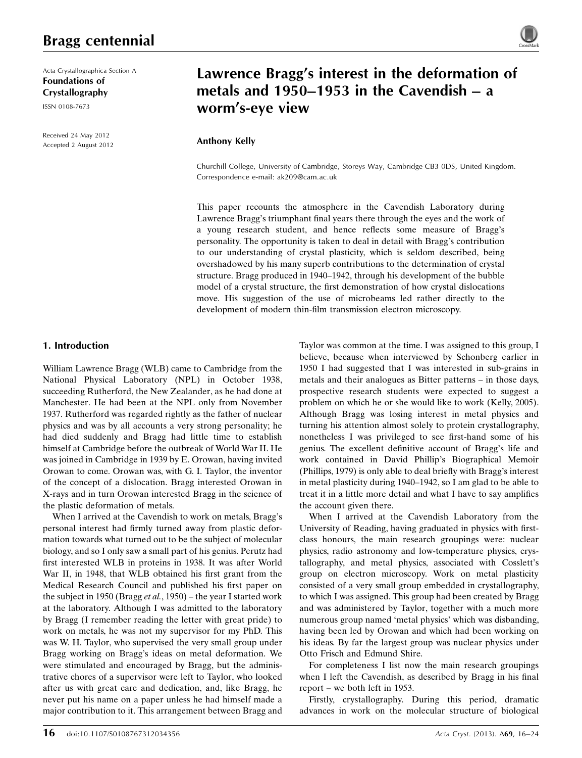# Lawrence Bragg's interest in the deformation of metals and 1950–1953 in the Cavendish – a worm's-eye view

**Anthony Kelly**

Churchill College, University of Cambridge, Storeys Way, Cambridge CB3 0DS, United Kingdom. Correspondence e-mail: ak209@cam.ac.uk

Received 24 May 2012
Accepted 2 August 2012

This paper recounts the atmosphere in the Cavendish Laboratory during Lawrence Bragg's triumphant final years there through the eyes and the work of a young research student, and hence reflects some measure of Bragg's personality. The opportunity is taken to deal in detail with Bragg's contribution to our understanding of crystal plasticity, which is seldom described, being overshadowed by his many superb contributions to the determination of crystal structure. Bragg produced in 1940–1942, through his development of the bubble model of a crystal structure, the first demonstration of how crystal dislocations move. His suggestion of the use of microbeams led rather directly to the development of modern thin-film transmission electron microscopy.

## 1. Introduction

William Lawrence Bragg (WLB) came to Cambridge from the National Physical Laboratory (NPL) in October 1938, succeeding Rutherford, the New Zealander, as he had done at Manchester. He had been at the NPL only from November 1937. Rutherford was regarded rightly as the father of nuclear physics and was by all accounts a very strong personality; he had died suddenly and Bragg had little time to establish himself at Cambridge before the outbreak of World War II. He was joined in Cambridge in 1939 by E. Orowan, having invited Orowan to come. Orowan was, with G. I. Taylor, the inventor of the concept of a dislocation. Bragg interested Orowan in X-rays and in turn Orowan interested Bragg in the science of the plastic deformation of metals.

When I arrived at the Cavendish to work on metals, Bragg's personal interest had firmly turned away from plastic deformation towards what turned out to be the subject of molecular biology, and so I only saw a small part of his genius. Perutz had first interested WLB in proteins in 1938. It was after World War II, in 1948, that WLB obtained his first grant from the Medical Research Council and published his first paper on the subject in 1950 (Bragg *et al.*, 1950) – the year I started work at the laboratory. Although I was admitted to the laboratory by Bragg (I remember reading the letter with great pride) to work on metals, he was not my supervisor for my PhD. This was W. H. Taylor, who supervised the very small group under Bragg working on Bragg's ideas on metal deformation. We were stimulated and encouraged by Bragg, but the administrative chores of a supervisor were left to Taylor, who looked after us with great care and dedication, and, like Bragg, he never put his name on a paper unless he had himself made a major contribution to it. This arrangement between Bragg and Taylor was common at the time. I was assigned to this group, I believe, because when interviewed by Schonberg earlier in 1950 I had suggested that I was interested in sub-grains in metals and their analogues as Bitter patterns – in those days, prospective research students were expected to suggest a problem on which he or she would like to work (Kelly, 2005). Although Bragg was losing interest in metal physics and turning his attention almost solely to protein crystallography, nonetheless I was privileged to see first-hand some of his genius. The excellent definitive account of Bragg's life and work contained in David Phillip's Biographical Memoir (Phillips, 1979) is only able to deal briefly with Bragg's interest in metal plasticity during 1940–1942, so I am glad to be able to treat it in a little more detail and what I have to say amplifies the account given there.

When I arrived at the Cavendish Laboratory from the University of Reading, having graduated in physics with first-class honours, the main research groupings were: nuclear physics, radio astronomy and low-temperature physics, crystallography, and metal physics, associated with Cosslett's group on electron microscopy. Work on metal plasticity consisted of a very small group embedded in crystallography, to which I was assigned. This group had been created by Bragg and was administered by Taylor, together with a much more numerous group named 'metal physics' which was disbanding, having been led by Orowan and which had been working on his ideas. By far the largest group was nuclear physics under Otto Frisch and Edmund Shire.

For completeness I list now the main research groupings when I left the Cavendish, as described by Bragg in his final report – we both left in 1953.

Firstly, crystallography. During this period, dramatic advances in work on the molecular structure of biological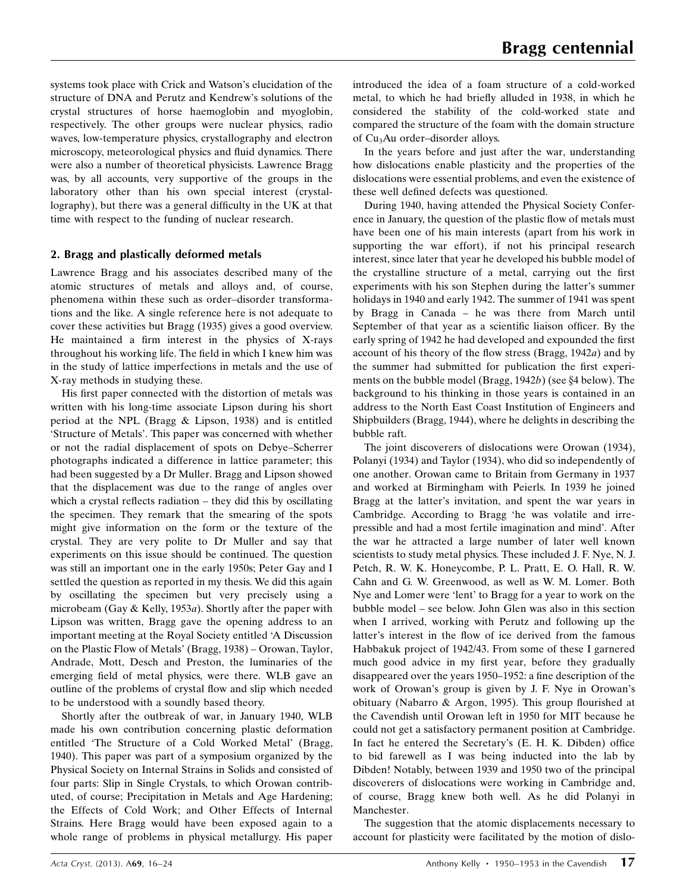systems took place with Crick and Watson's elucidation of the structure of DNA and Perutz and Kendrew's solutions of the crystal structures of horse haemoglobin and myoglobin, respectively. The other groups were nuclear physics, radio waves, low-temperature physics, crystallography and electron microscopy, meteorological physics and fluid dynamics. There were also a number of theoretical physicists. Lawrence Bragg was, by all accounts, very supportive of the groups in the laboratory other than his own special interest (crystallography), but there was a general difficulty in the UK at that time with respect to the funding of nuclear research.

## 2. Bragg and plastically deformed metals

Lawrence Bragg and his associates described many of the atomic structures of metals and alloys and, of course, phenomena within these such as order–disorder transformations and the like. A single reference here is not adequate to cover these activities but Bragg (1935) gives a good overview. He maintained a firm interest in the physics of X-rays throughout his working life. The field in which I knew him was in the study of lattice imperfections in metals and the use of X-ray methods in studying these.

His first paper connected with the distortion of metals was written with his long-time associate Lipson during his short period at the NPL (Bragg & Lipson, 1938) and is entitled 'Structure of Metals'. This paper was concerned with whether or not the radial displacement of spots on Debye–Scherrer photographs indicated a difference in lattice parameter; this had been suggested by a Dr Muller. Bragg and Lipson showed that the displacement was due to the range of angles over which a crystal reflects radiation – they did this by oscillating the specimen. They remark that the smearing of the spots might give information on the form or the texture of the crystal. They are very polite to Dr Muller and say that experiments on this issue should be continued. The question was still an important one in the early 1950s; Peter Gay and I settled the question as reported in my thesis. We did this again by oscillating the specimen but very precisely using a microbeam (Gay & Kelly, 1953*a*). Shortly after the paper with Lipson was written, Bragg gave the opening address to an important meeting at the Royal Society entitled 'A Discussion on the Plastic Flow of Metals' (Bragg, 1938) – Orowan, Taylor, Andrade, Mott, Desch and Preston, the luminaries of the emerging field of metal physics, were there. WLB gave an outline of the problems of crystal flow and slip which needed to be understood with a soundly based theory.

Shortly after the outbreak of war, in January 1940, WLB made his own contribution concerning plastic deformation entitled 'The Structure of a Cold Worked Metal' (Bragg, 1940). This paper was part of a symposium organized by the Physical Society on Internal Strains in Solids and consisted of four parts: Slip in Single Crystals, to which Orowan contributed, of course; Precipitation in Metals and Age Hardening; the Effects of Cold Work; and Other Effects of Internal Strains. Here Bragg would have been exposed again to a whole range of problems in physical metallurgy. His paper introduced the idea of a foam structure of a cold-worked metal, to which he had briefly alluded in 1938, in which he considered the stability of the cold-worked state and compared the structure of the foam with the domain structure of $Cu_3Au$ order–disorder alloys.

In the years before and just after the war, understanding how dislocations enable plasticity and the properties of the dislocations were essential problems, and even the existence of these well defined defects was questioned.

During 1940, having attended the Physical Society Conference in January, the question of the plastic flow of metals must have been one of his main interests (apart from his work in supporting the war effort), if not his principal research interest, since later that year he developed his bubble model of the crystalline structure of a metal, carrying out the first experiments with his son Stephen during the latter's summer holidays in 1940 and early 1942. The summer of 1941 was spent by Bragg in Canada – he was there from March until September of that year as a scientific liaison officer. By the early spring of 1942 he had developed and expounded the first account of his theory of the flow stress (Bragg, 1942*a*) and by the summer had submitted for publication the first experiments on the bubble model (Bragg, 1942*b*) (see §4 below). The background to his thinking in those years is contained in an address to the North East Coast Institution of Engineers and Shipbuilders (Bragg, 1944), where he delights in describing the bubble raft.

The joint discoverers of dislocations were Orowan (1934), Polanyi (1934) and Taylor (1934), who did so independently of one another. Orowan came to Britain from Germany in 1937 and worked at Birmingham with Peierls. In 1939 he joined Bragg at the latter's invitation, and spent the war years in Cambridge. According to Bragg 'he was volatile and irrepressible and had a most fertile imagination and mind'. After the war he attracted a large number of later well known scientists to study metal physics. These included J. F. Nye, N. J. Petch, R. W. K. Honeycombe, P. L. Pratt, E. O. Hall, R. W. Cahn and G. W. Greenwood, as well as W. M. Lomer. Both Nye and Lomer were 'lent' to Bragg for a year to work on the bubble model – see below. John Glen was also in this section when I arrived, working with Perutz and following up the latter's interest in the flow of ice derived from the famous Habbakuk project of 1942/43. From some of these I garnered much good advice in my first year, before they gradually disappeared over the years 1950–1952: a fine description of the work of Orowan's group is given by J. F. Nye in Orowan's obituary (Nabarro & Argon, 1995). This group flourished at the Cavendish until Orowan left in 1950 for MIT because he could not get a satisfactory permanent position at Cambridge. In fact he entered the Secretary's (E. H. K. Dibden) office to bid farewell as I was being inducted into the lab by Dibden! Notably, between 1939 and 1950 two of the principal discoverers of dislocations were working in Cambridge and, of course, Bragg knew both well. As he did Polanyi in Manchester.

The suggestion that the atomic displacements necessary to account for plasticity were facilitated by the motion of dislo-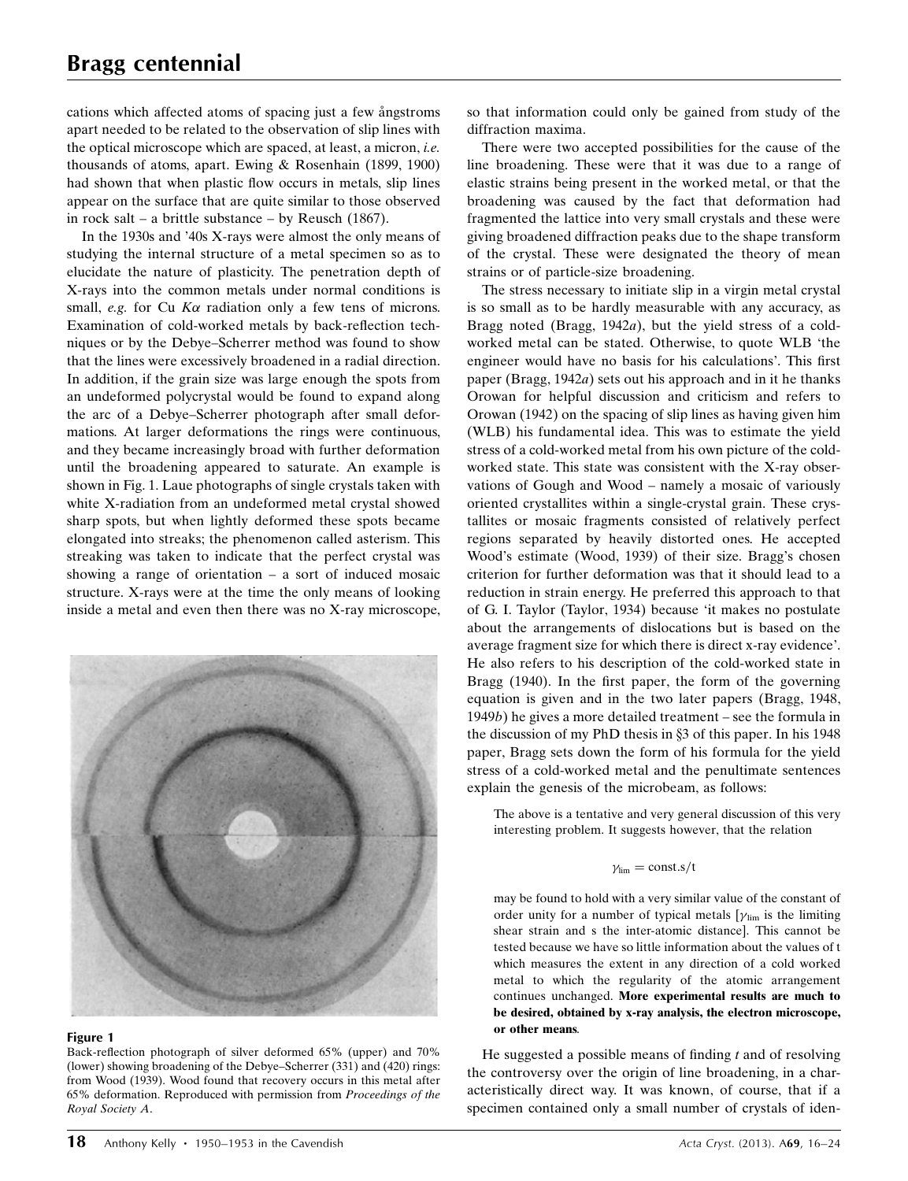cations which affected atoms of spacing just a few ångstroms apart needed to be related to the observation of slip lines with the optical microscope which are spaced, at least, a micron, *i.e.* thousands of atoms, apart. Ewing & Rosenhain (1899, 1900) had shown that when plastic flow occurs in metals, slip lines appear on the surface that are quite similar to those observed in rock salt – a brittle substance – by Reusch (1867).

In the 1930s and '40s X-rays were almost the only means of studying the internal structure of a metal specimen so as to elucidate the nature of plasticity. The penetration depth of X-rays into the common metals under normal conditions is small, *e.g.* for Cu $K\alpha$ radiation only a few tens of microns. Examination of cold-worked metals by back-reflection techniques or by the Debye–Scherrer method was found to show that the lines were excessively broadened in a radial direction. In addition, if the grain size was large enough the spots from an undeformed polycrystal would be found to expand along the arc of a Debye–Scherrer photograph after small deformations. At larger deformations the rings were continuous, and they became increasingly broad with further deformation until the broadening appeared to saturate. An example is shown in Fig. 1. Laue photographs of single crystals taken with white X-radiation from an undeformed metal crystal showed sharp spots, but when lightly deformed these spots became elongated into streaks; the phenomenon called asterism. This streaking was taken to indicate that the perfect crystal was showing a range of orientation – a sort of induced mosaic structure. X-rays were at the time the only means of looking inside a metal and even then there was no X-ray microscope, so that information could only be gained from study of the diffraction maxima.

**Figure 1**
Back-reflection photograph of silver deformed 65% (upper) and 70% (lower) showing broadening of the Debye–Scherrer (331) and (420) rings: from Wood (1939). Wood found that recovery occurs in this metal after 65% deformation. Reproduced with permission from *Proceedings of the Royal Society A*.

There were two accepted possibilities for the cause of the line broadening. These were that it was due to a range of elastic strains being present in the worked metal, or that the broadening was caused by the fact that deformation had fragmented the lattice into very small crystals and these were giving broadened diffraction peaks due to the shape transform of the crystal. These were designated the theory of mean strains or of particle-size broadening.

The stress necessary to initiate slip in a virgin metal crystal is so small as to be hardly measurable with any accuracy, as Bragg noted (Bragg, 1942*a*), but the yield stress of a cold-worked metal can be stated. Otherwise, to quote WLB 'the engineer would have no basis for his calculations'. This first paper (Bragg, 1942*a*) sets out his approach and in it he thanks Orowan for helpful discussion and criticism and refers to Orowan (1942) on the spacing of slip lines as having given him (WLB) his fundamental idea. This was to estimate the yield stress of a cold-worked metal from his own picture of the cold-worked state. This state was consistent with the X-ray observations of Gough and Wood – namely a mosaic of variously oriented crystallites within a single-crystal grain. These crystallites or mosaic fragments consisted of relatively perfect regions separated by heavily distorted ones. He accepted Wood's estimate (Wood, 1939) of their size. Bragg's chosen criterion for further deformation was that it should lead to a reduction in strain energy. He preferred this approach to that of G. I. Taylor (Taylor, 1934) because 'it makes no postulate about the arrangements of dislocations but is based on the average fragment size for which there is direct x-ray evidence'. He also refers to his description of the cold-worked state in Bragg (1940). In the first paper, the form of the governing equation is given and in the two later papers (Bragg, 1948, 1949*b*) he gives a more detailed treatment – see the formula in the discussion of my PhD thesis in §3 of this paper. In his 1948 paper, Bragg sets down the form of his formula for the yield stress of a cold-worked metal and the penultimate sentences explain the genesis of the microbeam, as follows:

> The above is a tentative and very general discussion of this very interesting problem. It suggests however, that the relation
>
> $$\gamma_{\rm lim} = {\rm const.s/t}$$
>
> may be found to hold with a very similar value of the constant of order unity for a number of typical metals [$\gamma_{\rm lim}$ is the limiting shear strain and s the inter-atomic distance]. This cannot be tested because we have so little information about the values of t which measures the extent in any direction of a cold worked metal to which the regularity of the atomic arrangement continues unchanged. **More experimental results are much to be desired, obtained by x-ray analysis, the electron microscope, or other means**.

He suggested a possible means of finding $t$ and of resolving the controversy over the origin of line broadening, in a characteristically direct way. It was known, of course, that if a specimen contained only a small number of crystals of iden-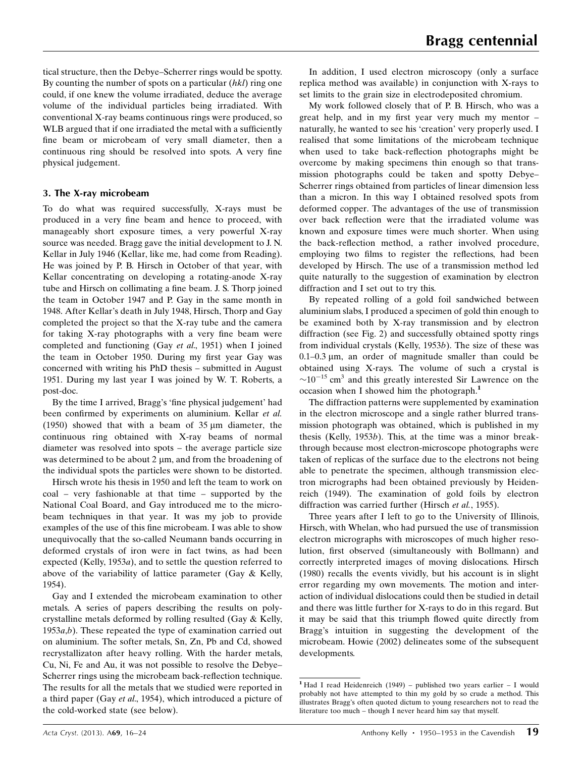tical structure, then the Debye–Scherrer rings would be spotty. By counting the number of spots on a particular (*hkl*) ring one could, if one knew the volume irradiated, deduce the average volume of the individual particles being irradiated. With conventional X-ray beams continuous rings were produced, so WLB argued that if one irradiated the metal with a sufficiently fine beam or microbeam of very small diameter, then a continuous ring should be resolved into spots. A very fine physical judgement.

### 3. The X-ray microbeam

To do what was required successfully, X-rays must be produced in a very fine beam and hence to proceed, with manageably short exposure times, a very powerful X-ray source was needed. Bragg gave the initial development to J. N. Kellar in July 1946 (Kellar, like me, had come from Reading). He was joined by P. B. Hirsch in October of that year, with Kellar concentrating on developing a rotating-anode X-ray tube and Hirsch on collimating a fine beam. J. S. Thorp joined the team in October 1947 and P. Gay in the same month in 1948. After Kellar's death in July 1948, Hirsch, Thorp and Gay completed the project so that the X-ray tube and the camera for taking X-ray photographs with a very fine beam were completed and functioning (Gay *et al.*, 1951) when I joined the team in October 1950. During my first year Gay was concerned with writing his PhD thesis – submitted in August 1951. During my last year I was joined by W. T. Roberts, a post-doc.

By the time I arrived, Bragg's 'fine physical judgement' had been confirmed by experiments on aluminium. Kellar *et al.* (1950) showed that with a beam of 35 μm diameter, the continuous ring obtained with X-ray beams of normal diameter was resolved into spots – the average particle size was determined to be about 2 μm, and from the broadening of the individual spots the particles were shown to be distorted.

Hirsch wrote his thesis in 1950 and left the team to work on coal – very fashionable at that time – supported by the National Coal Board, and Gay introduced me to the microbeam techniques in that year. It was my job to provide examples of the use of this fine microbeam. I was able to show unequivocally that the so-called Neumann bands occurring in deformed crystals of iron were in fact twins, as had been expected (Kelly, 1953*a*), and to settle the question referred to above of the variability of lattice parameter (Gay & Kelly, 1954).

Gay and I extended the microbeam examination to other metals. A series of papers describing the results on polycrystalline metals deformed by rolling resulted (Gay & Kelly, 1953*a*,*b*). These repeated the type of examination carried out on aluminium. The softer metals, Sn, Zn, Pb and Cd, showed recrystallizaton after heavy rolling. With the harder metals, Cu, Ni, Fe and Au, it was not possible to resolve the Debye–Scherrer rings using the microbeam back-reflection technique. The results for all the metals that we studied were reported in a third paper (Gay *et al.*, 1954), which introduced a picture of the cold-worked state (see below).

In addition, I used electron microscopy (only a surface replica method was available) in conjunction with X-rays to set limits to the grain size in electrodeposited chromium.

My work followed closely that of P. B. Hirsch, who was a great help, and in my first year very much my mentor – naturally, he wanted to see his 'creation' very properly used. I realised that some limitations of the microbeam technique when used to take back-reflection photographs might be overcome by making specimens thin enough so that transmission photographs could be taken and spotty Debye–Scherrer rings obtained from particles of linear dimension less than a micron. In this way I obtained resolved spots from deformed copper. The advantages of the use of transmission over back reflection were that the irradiated volume was known and exposure times were much shorter. When using the back-reflection method, a rather involved procedure, employing two films to register the reflections, had been developed by Hirsch. The use of a transmission method led quite naturally to the suggestion of examination by electron diffraction and I set out to try this.

By repeated rolling of a gold foil sandwiched between aluminium slabs, I produced a specimen of gold thin enough to be examined both by X-ray transmission and by electron diffraction (see Fig. 2) and successfully obtained spotty rings from individual crystals (Kelly, 1953*b*). The size of these was 0.1–0.3 μm, an order of magnitude smaller than could be obtained using X-rays. The volume of such a crystal is $\sim 10^{-15}$ cm$^3$ and this greatly interested Sir Lawrence on the occasion when I showed him the photograph.[1]

The diffraction patterns were supplemented by examination in the electron microscope and a single rather blurred transmission photograph was obtained, which is published in my thesis (Kelly, 1953*b*). This, at the time was a minor breakthrough because most electron-microscope photographs were taken of replicas of the surface due to the electrons not being able to penetrate the specimen, although transmission electron micrographs had been obtained previously by Heidenreich (1949). The examination of gold foils by electron diffraction was carried further (Hirsch *et al.*, 1955).

Three years after I left to go to the University of Illinois, Hirsch, with Whelan, who had pursued the use of transmission electron micrographs with microscopes of much higher resolution, first observed (simultaneously with Bollmann) and correctly interpreted images of moving dislocations. Hirsch (1980) recalls the events vividly, but his account is in slight error regarding my own movements. The motion and interaction of individual dislocations could then be studied in detail and there was little further for X-rays to do in this regard. But it may be said that this triumph flowed quite directly from Bragg's intuition in suggesting the development of the microbeam. Howie (2002) delineates some of the subsequent developments.

[1] Had I read Heidenreich (1949) – published two years earlier – I would probably not have attempted to thin my gold by so crude a method. This illustrates Bragg's often quoted dictum to young researchers not to read the literature too much – though I never heard him say that myself.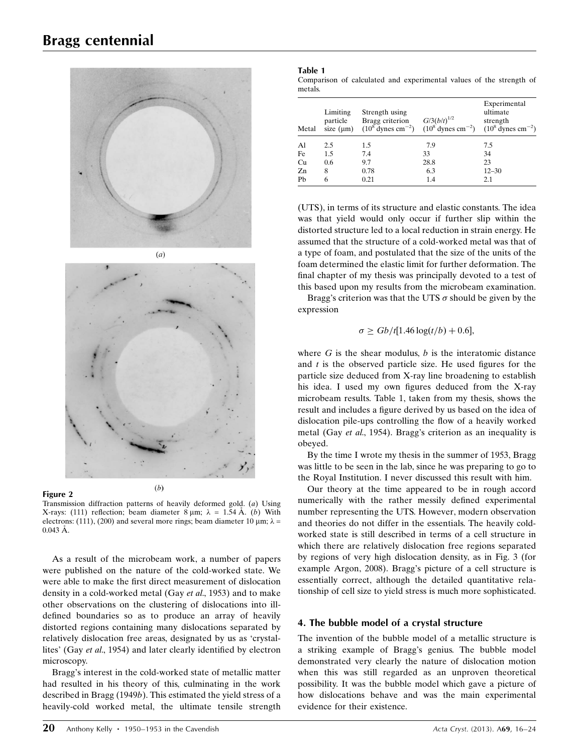Figure 2

Transmission diffraction patterns of heavily deformed gold. (*a*) Using X-rays: (111) reflection; beam diameter 8 μm; $\lambda$ = 1.54 Å. (*b*) With electrons: (111), (200) and several more rings; beam diameter 10 μm; $\lambda$ = 0.043 Å.

As a result of the microbeam work, a number of papers were published on the nature of the cold-worked state. We were able to make the first direct measurement of dislocation density in a cold-worked metal (Gay *et al.*, 1953) and to make other observations on the clustering of dislocations into ill-defined boundaries so as to produce an array of heavily distorted regions containing many dislocations separated by relatively dislocation free areas, designated by us as 'crystallites' (Gay *et al.*, 1954) and later clearly identified by electron microscopy.

Bragg's interest in the cold-worked state of metallic matter had resulted in his theory of this, culminating in the work described in Bragg (1949*b*). This estimated the yield stress of a heavily-cold worked metal, the ultimate tensile strength (UTS), in terms of its structure and elastic constants. The idea was that yield would only occur if further slip within the distorted structure led to a local reduction in strain energy. He assumed that the structure of a cold-worked metal was that of a type of foam, and postulated that the size of the units of the foam determined the elastic limit for further deformation. The final chapter of my thesis was principally devoted to a test of this based upon my results from the microbeam examination.

**Table 1**
Comparison of calculated and experimental values of the strength of metals.

| Metal | Limiting particle size (μm) | Strength using Bragg criterion ($10^8$ dynes cm$^{-2}$) | $G/3(b/t)^{1/2}$ ($10^8$ dynes cm$^{-2}$) | Experimental ultimate strength ($10^8$ dynes cm$^{-2}$) |
|---|---|---|---|---|
| Al | 2.5 | 1.5 | 7.9 | 7.5 |
| Fe | 1.5 | 7.4 | 33 | 34 |
| Cu | 0.6 | 9.7 | 28.8 | 23 |
| Zn | 8 | 0.78 | 6.3 | 12–30 |
| Pb | 6 | 0.21 | 1.4 | 2.1 |

Bragg's criterion was that the UTS $\sigma$ should be given by the expression

$$\sigma \geq Gb/t[1.46\log(t/b) + 0.6],$$

where $G$ is the shear modulus, $b$ is the interatomic distance and $t$ is the observed particle size. He used figures for the particle size deduced from X-ray line broadening to establish his idea. I used my own figures deduced from the X-ray microbeam results. Table 1, taken from my thesis, shows the result and includes a figure derived by us based on the idea of dislocation pile-ups controlling the flow of a heavily worked metal (Gay *et al.*, 1954). Bragg's criterion as an inequality is obeyed.

By the time I wrote my thesis in the summer of 1953, Bragg was little to be seen in the lab, since he was preparing to go to the Royal Institution. I never discussed this result with him.

Our theory at the time appeared to be in rough accord numerically with the rather messily defined experimental number representing the UTS. However, modern observation and theories do not differ in the essentials. The heavily cold-worked state is still described in terms of a cell structure in which there are relatively dislocation free regions separated by regions of very high dislocation density, as in Fig. 3 (for example Argon, 2008). Bragg's picture of a cell structure is essentially correct, although the detailed quantitative relationship of cell size to yield stress is much more sophisticated.

## 4. The bubble model of a crystal structure

The invention of the bubble model of a metallic structure is a striking example of Bragg's genius. The bubble model demonstrated very clearly the nature of dislocation motion when this was still regarded as an unproven theoretical possibility. It was the bubble model which gave a picture of how dislocations behave and was the main experimental evidence for their existence.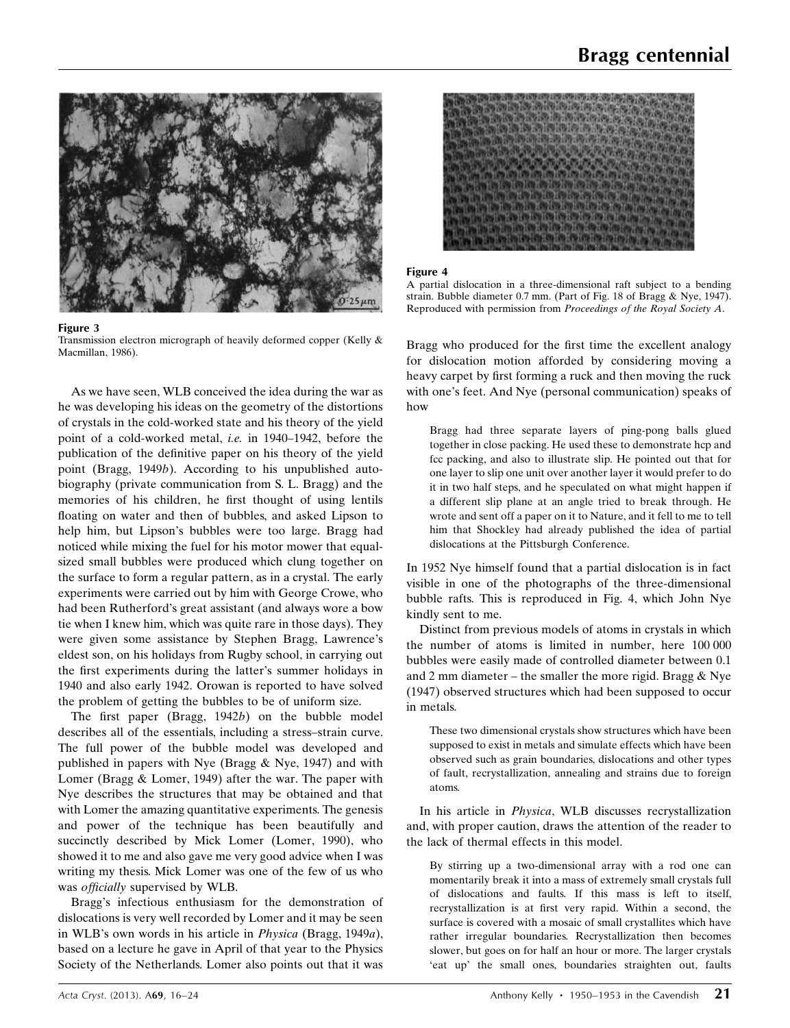**Figure 3**
Transmission electron micrograph of heavily deformed copper (Kelly & Macmillan, 1986).

As we have seen, WLB conceived the idea during the war as he was developing his ideas on the geometry of the distortions of crystals in the cold-worked state and his theory of the yield point of a cold-worked metal, *i.e.* in 1940–1942, before the publication of the definitive paper on his theory of the yield point (Bragg, 1949*b*). According to his unpublished autobiography (private communication from S. L. Bragg) and the memories of his children, he first thought of using lentils floating on water and then of bubbles, and asked Lipson to help him, but Lipson's bubbles were too large. Bragg had noticed while mixing the fuel for his motor mower that equal-sized small bubbles were produced which clung together on the surface to form a regular pattern, as in a crystal. The early experiments were carried out by him with George Crowe, who had been Rutherford's great assistant (and always wore a bow tie when I knew him, which was quite rare in those days). They were given some assistance by Stephen Bragg, Lawrence's eldest son, on his holidays from Rugby school, in carrying out the first experiments during the latter's summer holidays in 1940 and also early 1942. Orowan is reported to have solved the problem of getting the bubbles to be of uniform size.

The first paper (Bragg, 1942*b*) on the bubble model describes all of the essentials, including a stress–strain curve. The full power of the bubble model was developed and published in papers with Nye (Bragg & Nye, 1947) and with Lomer (Bragg & Lomer, 1949) after the war. The paper with Nye describes the structures that may be obtained and that with Lomer the amazing quantitative experiments. The genesis and power of the technique has been beautifully and succinctly described by Mick Lomer (Lomer, 1990), who showed it to me and also gave me very good advice when I was writing my thesis. Mick Lomer was one of the few of us who was *officially* supervised by WLB.

Bragg's infectious enthusiasm for the demonstration of dislocations is very well recorded by Lomer and it may be seen in WLB's own words in his article in *Physica* (Bragg, 1949*a*), based on a lecture he gave in April of that year to the Physics Society of the Netherlands. Lomer also points out that it was Bragg who produced for the first time the excellent analogy for dislocation motion afforded by considering moving a heavy carpet by first forming a ruck and then moving the ruck with one's feet. And Nye (personal communication) speaks of how

> Bragg had three separate layers of ping-pong balls glued together in close packing. He used these to demonstrate hcp and fcc packing, and also to illustrate slip. He pointed out that for one layer to slip one unit over another layer it would prefer to do it in two half steps, and he speculated on what might happen if a different slip plane at an angle tried to break through. He wrote and sent off a paper on it to Nature, and it fell to me to tell him that Shockley had already published the idea of partial dislocations at the Pittsburgh Conference.

**Figure 4**
A partial dislocation in a three-dimensional raft subject to a bending strain. Bubble diameter 0.7 mm. (Part of Fig. 18 of Bragg & Nye, 1947). Reproduced with permission from *Proceedings of the Royal Society A*.

In 1952 Nye himself found that a partial dislocation is in fact visible in one of the photographs of the three-dimensional bubble rafts. This is reproduced in Fig. 4, which John Nye kindly sent to me.

Distinct from previous models of atoms in crystals in which the number of atoms is limited in number, here 100 000 bubbles were easily made of controlled diameter between 0.1 and 2 mm diameter – the smaller the more rigid. Bragg & Nye (1947) observed structures which had been supposed to occur in metals.

> These two dimensional crystals show structures which have been supposed to exist in metals and simulate effects which have been observed such as grain boundaries, dislocations and other types of fault, recrystallization, annealing and strains due to foreign atoms.

In his article in *Physica*, WLB discusses recrystallization and, with proper caution, draws the attention of the reader to the lack of thermal effects in this model.

> By stirring up a two-dimensional array with a rod one can momentarily break it into a mass of extremely small crystals full of dislocations and faults. If this mass is left to itself, recrystallization is at first very rapid. Within a second, the surface is covered with a mosaic of small crystallites which have rather irregular boundaries. Recrystallization then becomes slower, but goes on for half an hour or more. The larger crystals 'eat up' the small ones, boundaries straighten out, faults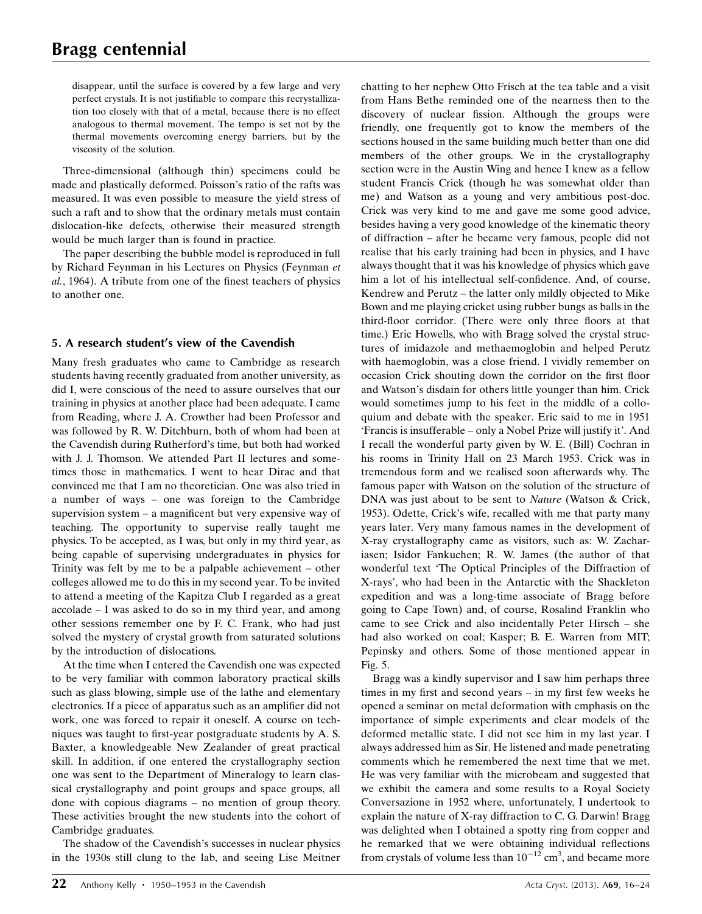disappear, until the surface is covered by a few large and very perfect crystals. It is not justifiable to compare this recrystallization too closely with that of a metal, because there is no effect analogous to thermal movement. The tempo is set not by the thermal movements overcoming energy barriers, but by the viscosity of the solution.

Three-dimensional (although thin) specimens could be made and plastically deformed. Poisson's ratio of the rafts was measured. It was even possible to measure the yield stress of such a raft and to show that the ordinary metals must contain dislocation-like defects, otherwise their measured strength would be much larger than is found in practice.

The paper describing the bubble model is reproduced in full by Richard Feynman in his Lectures on Physics (Feynman *et al.*, 1964). A tribute from one of the finest teachers of physics to another one.

## 5. A research student's view of the Cavendish

Many fresh graduates who came to Cambridge as research students having recently graduated from another university, as did I, were conscious of the need to assure ourselves that our training in physics at another place had been adequate. I came from Reading, where J. A. Crowther had been Professor and was followed by R. W. Ditchburn, both of whom had been at the Cavendish during Rutherford's time, but both had worked with J. J. Thomson. We attended Part II lectures and sometimes those in mathematics. I went to hear Dirac and that convinced me that I am no theoretician. One was also tried in a number of ways – one was foreign to the Cambridge supervision system – a magnificent but very expensive way of teaching. The opportunity to supervise really taught me physics. To be accepted, as I was, but only in my third year, as being capable of supervising undergraduates in physics for Trinity was felt by me to be a palpable achievement – other colleges allowed me to do this in my second year. To be invited to attend a meeting of the Kapitza Club I regarded as a great accolade – I was asked to do so in my third year, and among other sessions remember one by F. C. Frank, who had just solved the mystery of crystal growth from saturated solutions by the introduction of dislocations.

At the time when I entered the Cavendish one was expected to be very familiar with common laboratory practical skills such as glass blowing, simple use of the lathe and elementary electronics. If a piece of apparatus such as an amplifier did not work, one was forced to repair it oneself. A course on techniques was taught to first-year postgraduate students by A. S. Baxter, a knowledgeable New Zealander of great practical skill. In addition, if one entered the crystallography section one was sent to the Department of Mineralogy to learn classical crystallography and point groups and space groups, all done with copious diagrams – no mention of group theory. These activities brought the new students into the cohort of Cambridge graduates.

The shadow of the Cavendish's successes in nuclear physics in the 1930s still clung to the lab, and seeing Lise Meitner chatting to her nephew Otto Frisch at the tea table and a visit from Hans Bethe reminded one of the nearness then to the discovery of nuclear fission. Although the groups were friendly, one frequently got to know the members of the sections housed in the same building much better than one did members of the other groups. We in the crystallography section were in the Austin Wing and hence I knew as a fellow student Francis Crick (though he was somewhat older than me) and Watson as a young and very ambitious post-doc. Crick was very kind to me and gave me some good advice, besides having a very good knowledge of the kinematic theory of diffraction – after he became very famous, people did not realise that his early training had been in physics, and I have always thought that it was his knowledge of physics which gave him a lot of his intellectual self-confidence. And, of course, Kendrew and Perutz – the latter only mildly objected to Mike Bown and me playing cricket using rubber bungs as balls in the third-floor corridor. (There were only three floors at that time.) Eric Howells, who with Bragg solved the crystal structures of imidazole and methaemoglobin and helped Perutz with haemoglobin, was a close friend. I vividly remember on occasion Crick shouting down the corridor on the first floor and Watson's disdain for others little younger than him. Crick would sometimes jump to his feet in the middle of a colloquium and debate with the speaker. Eric said to me in 1951 'Francis is insufferable – only a Nobel Prize will justify it'. And I recall the wonderful party given by W. E. (Bill) Cochran in his rooms in Trinity Hall on 23 March 1953. Crick was in tremendous form and we realised soon afterwards why. The famous paper with Watson on the solution of the structure of DNA was just about to be sent to *Nature* (Watson & Crick, 1953). Odette, Crick's wife, recalled with me that party many years later. Very many famous names in the development of X-ray crystallography came as visitors, such as: W. Zachariasen; Isidor Fankuchen; R. W. James (the author of that wonderful text 'The Optical Principles of the Diffraction of X-rays', who had been in the Antarctic with the Shackleton expedition and was a long-time associate of Bragg before going to Cape Town) and, of course, Rosalind Franklin who came to see Crick and also incidentally Peter Hirsch – she had also worked on coal; Kasper; B. E. Warren from MIT; Pepinsky and others. Some of those mentioned appear in Fig. 5.

Bragg was a kindly supervisor and I saw him perhaps three times in my first and second years – in my first few weeks he opened a seminar on metal deformation with emphasis on the importance of simple experiments and clear models of the deformed metallic state. I did not see him in my last year. I always addressed him as Sir. He listened and made penetrating comments which he remembered the next time that we met. He was very familiar with the microbeam and suggested that we exhibit the camera and some results to a Royal Society Conversazione in 1952 where, unfortunately, I undertook to explain the nature of X-ray diffraction to C. G. Darwin! Bragg was delighted when I obtained a spotty ring from copper and he remarked that we were obtaining individual reflections from crystals of volume less than $10^{-12}$ cm$^3$, and became more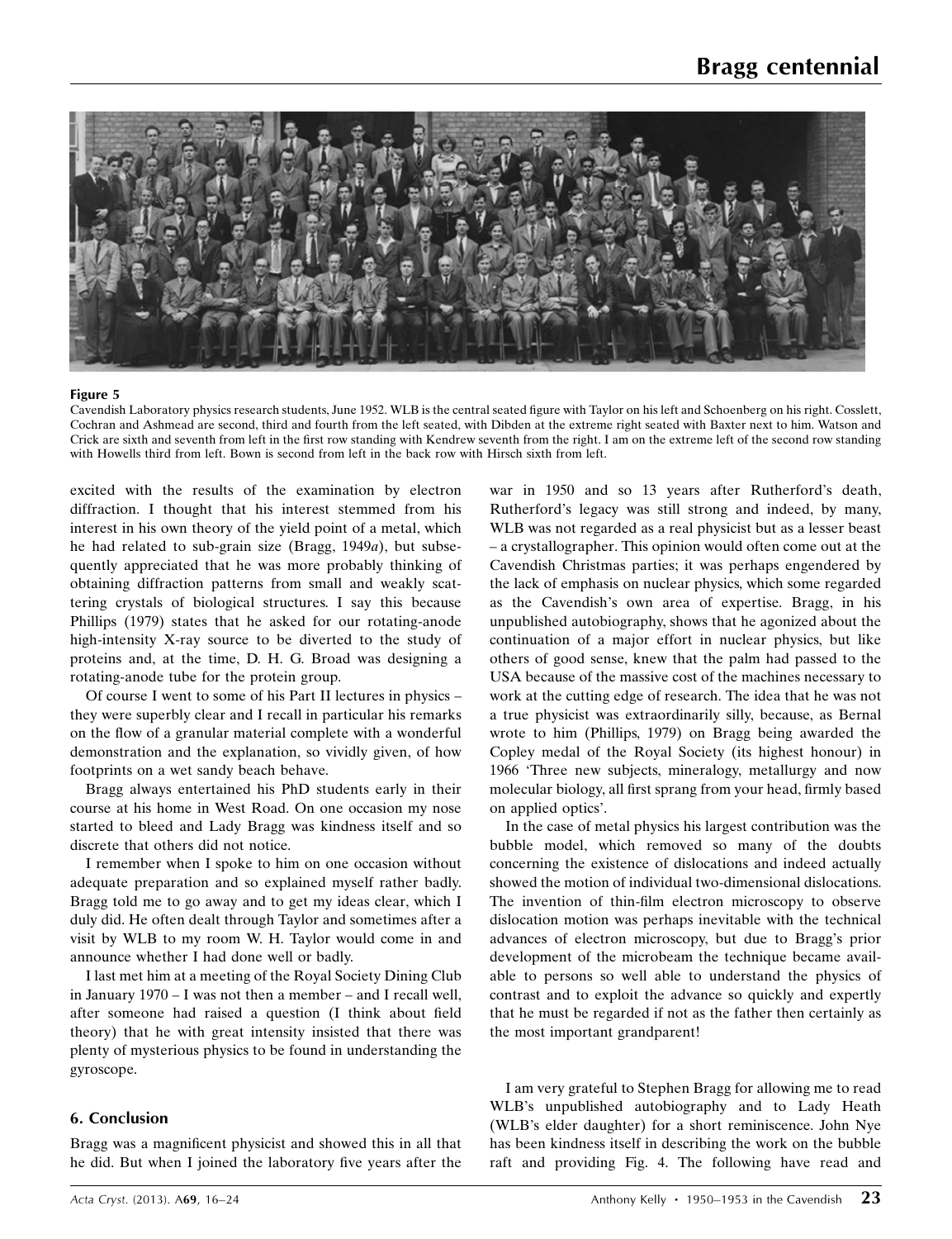**Figure 5**

Cavendish Laboratory physics research students, June 1952. WLB is the central seated figure with Taylor on his left and Schoenberg on his right. Cosslett, Cochran and Ashmead are second, third and fourth from the left seated, with Dibden at the extreme right seated with Baxter next to him. Watson and Crick are sixth and seventh from left in the first row standing with Kendrew seventh from the right. I am on the extreme left of the second row standing with Howells third from left. Bown is second from left in the back row with Hirsch sixth from left.

excited with the results of the examination by electron diffraction. I thought that his interest stemmed from his interest in his own theory of the yield point of a metal, which he had related to sub-grain size (Bragg, 1949*a*), but subsequently appreciated that he was more probably thinking of obtaining diffraction patterns from small and weakly scattering crystals of biological structures. I say this because Phillips (1979) states that he asked for our rotating-anode high-intensity X-ray source to be diverted to the study of proteins and, at the time, D. H. G. Broad was designing a rotating-anode tube for the protein group.

Of course I went to some of his Part II lectures in physics – they were superbly clear and I recall in particular his remarks on the flow of a granular material complete with a wonderful demonstration and the explanation, so vividly given, of how footprints on a wet sandy beach behave.

Bragg always entertained his PhD students early in their course at his home in West Road. On one occasion my nose started to bleed and Lady Bragg was kindness itself and so discrete that others did not notice.

I remember when I spoke to him on one occasion without adequate preparation and so explained myself rather badly. Bragg told me to go away and to get my ideas clear, which I duly did. He often dealt through Taylor and sometimes after a visit by WLB to my room W. H. Taylor would come in and announce whether I had done well or badly.

I last met him at a meeting of the Royal Society Dining Club in January 1970 – I was not then a member – and I recall well, after someone had raised a question (I think about field theory) that he with great intensity insisted that there was plenty of mysterious physics to be found in understanding the gyroscope.

## 6. Conclusion

Bragg was a magnificent physicist and showed this in all that he did. But when I joined the laboratory five years after the war in 1950 and so 13 years after Rutherford's death, Rutherford's legacy was still strong and indeed, by many, WLB was not regarded as a real physicist but as a lesser beast – a crystallographer. This opinion would often come out at the Cavendish Christmas parties; it was perhaps engendered by the lack of emphasis on nuclear physics, which some regarded as the Cavendish's own area of expertise. Bragg, in his unpublished autobiography, shows that he agonized about the continuation of a major effort in nuclear physics, but like others of good sense, knew that the palm had passed to the USA because of the massive cost of the machines necessary to work at the cutting edge of research. The idea that he was not a true physicist was extraordinarily silly, because, as Bernal wrote to him (Phillips, 1979) on Bragg being awarded the Copley medal of the Royal Society (its highest honour) in 1966 'Three new subjects, mineralogy, metallurgy and now molecular biology, all first sprang from your head, firmly based on applied optics'.

In the case of metal physics his largest contribution was the bubble model, which removed so many of the doubts concerning the existence of dislocations and indeed actually showed the motion of individual two-dimensional dislocations. The invention of thin-film electron microscopy to observe dislocation motion was perhaps inevitable with the technical advances of electron microscopy, but due to Bragg's prior development of the microbeam the technique became available to persons so well able to understand the physics of contrast and to exploit the advance so quickly and expertly that he must be regarded if not as the father then certainly as the most important grandparent!

I am very grateful to Stephen Bragg for allowing me to read WLB's unpublished autobiography and to Lady Heath (WLB's elder daughter) for a short reminiscence. John Nye has been kindness itself in describing the work on the bubble raft and providing Fig. 4. The following have read and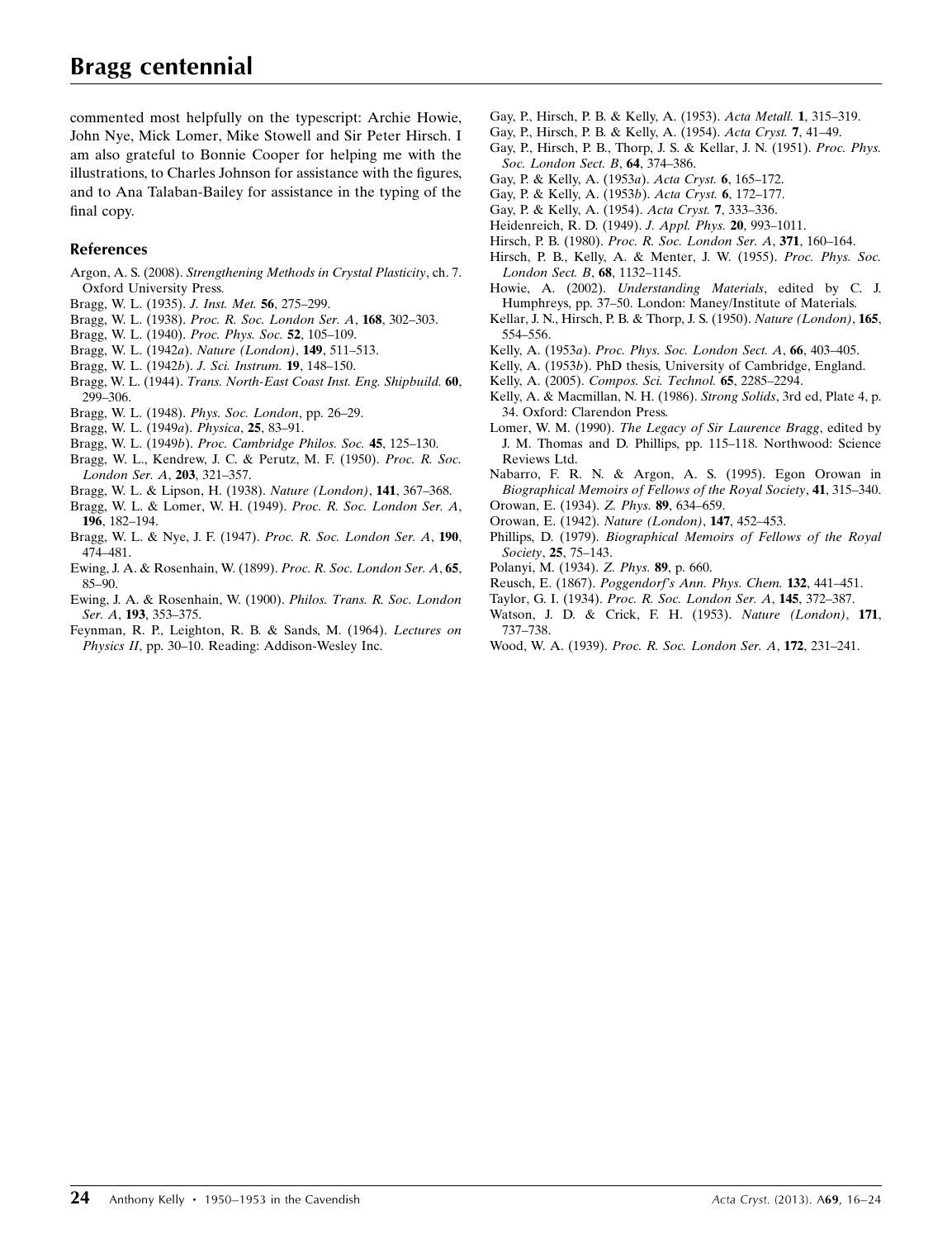commented most helpfully on the typescript: Archie Howie, John Nye, Mick Lomer, Mike Stowell and Sir Peter Hirsch. I am also grateful to Bonnie Cooper for helping me with the illustrations, to Charles Johnson for assistance with the figures, and to Ana Talaban-Bailey for assistance in the typing of the final copy.

## References

Argon, A. S. (2008). *Strengthening Methods in Crystal Plasticity*, ch. 7. Oxford University Press.

Bragg, W. L. (1935). *J. Inst. Met.* **56**, 275–299.

Bragg, W. L. (1938). *Proc. R. Soc. London Ser. A*, **168**, 302–303.

Bragg, W. L. (1940). *Proc. Phys. Soc.* **52**, 105–109.

Bragg, W. L. (1942*a*). *Nature (London)*, **149**, 511–513.

Bragg, W. L. (1942*b*). *J. Sci. Instrum.* **19**, 148–150.

Bragg, W. L. (1944). *Trans. North-East Coast Inst. Eng. Shipbuild.* **60**, 299–306.

Bragg, W. L. (1948). *Phys. Soc. London*, pp. 26–29.

Bragg, W. L. (1949*a*). *Physica*, **25**, 83–91.

Bragg, W. L. (1949*b*). *Proc. Cambridge Philos. Soc.* **45**, 125–130.

Bragg, W. L., Kendrew, J. C. & Perutz, M. F. (1950). *Proc. R. Soc. London Ser. A*, **203**, 321–357.

Bragg, W. L. & Lipson, H. (1938). *Nature (London)*, **141**, 367–368.

Bragg, W. L. & Lomer, W. H. (1949). *Proc. R. Soc. London Ser. A*, **196**, 182–194.

Bragg, W. L. & Nye, J. F. (1947). *Proc. R. Soc. London Ser. A*, **190**, 474–481.

Ewing, J. A. & Rosenhain, W. (1899). *Proc. R. Soc. London Ser. A*, **65**, 85–90.

Ewing, J. A. & Rosenhain, W. (1900). *Philos. Trans. R. Soc. London Ser. A*, **193**, 353–375.

Feynman, R. P., Leighton, R. B. & Sands, M. (1964). *Lectures on Physics II*, pp. 30–10. Reading: Addison-Wesley Inc.

Gay, P., Hirsch, P. B. & Kelly, A. (1953). *Acta Metall.* **1**, 315–319.

Gay, P., Hirsch, P. B. & Kelly, A. (1954). *Acta Cryst.* **7**, 41–49.

Gay, P., Hirsch, P. B., Thorp, J. S. & Kellar, J. N. (1951). *Proc. Phys. Soc. London Sect. B*, **64**, 374–386.

Gay, P. & Kelly, A. (1953*a*). *Acta Cryst.* **6**, 165–172.

Gay, P. & Kelly, A. (1953*b*). *Acta Cryst.* **6**, 172–177.

Gay, P. & Kelly, A. (1954). *Acta Cryst.* **7**, 333–336.

Heidenreich, R. D. (1949). *J. Appl. Phys.* **20**, 993–1011.

Hirsch, P. B. (1980). *Proc. R. Soc. London Ser. A*, **371**, 160–164.

Hirsch, P. B., Kelly, A. & Menter, J. W. (1955). *Proc. Phys. Soc. London Sect. B*, **68**, 1132–1145.

Howie, A. (2002). *Understanding Materials*, edited by C. J. Humphreys, pp. 37–50. London: Maney/Institute of Materials.

Kellar, J. N., Hirsch, P. B. & Thorp, J. S. (1950). *Nature (London)*, **165**, 554–556.

Kelly, A. (1953*a*). *Proc. Phys. Soc. London Sect. A*, **66**, 403–405.

Kelly, A. (1953*b*). PhD thesis, University of Cambridge, England.

Kelly, A. (2005). *Compos. Sci. Technol.* **65**, 2285–2294.

Kelly, A. & Macmillan, N. H. (1986). *Strong Solids*, 3rd ed, Plate 4, p. 34. Oxford: Clarendon Press.

Lomer, W. M. (1990). *The Legacy of Sir Laurence Bragg*, edited by J. M. Thomas and D. Phillips, pp. 115–118. Northwood: Science Reviews Ltd.

Nabarro, F. R. N. & Argon, A. S. (1995). Egon Orowan in *Biographical Memoirs of Fellows of the Royal Society*, **41**, 315–340.

Orowan, E. (1934). *Z. Phys.* **89**, 634–659.

Orowan, E. (1942). *Nature (London)*, **147**, 452–453.

Phillips, D. (1979). *Biographical Memoirs of Fellows of the Royal Society*, **25**, 75–143.

Polanyi, M. (1934). *Z. Phys.* **89**, p. 660.

Reusch, E. (1867). *Poggendorf's Ann. Phys. Chem.* **132**, 441–451.

Taylor, G. I. (1934). *Proc. R. Soc. London Ser. A*, **145**, 372–387.

Watson, J. D. & Crick, F. H. (1953). *Nature (London)*, **171**, 737–738.

Wood, W. A. (1939). *Proc. R. Soc. London Ser. A*, **172**, 231–241.